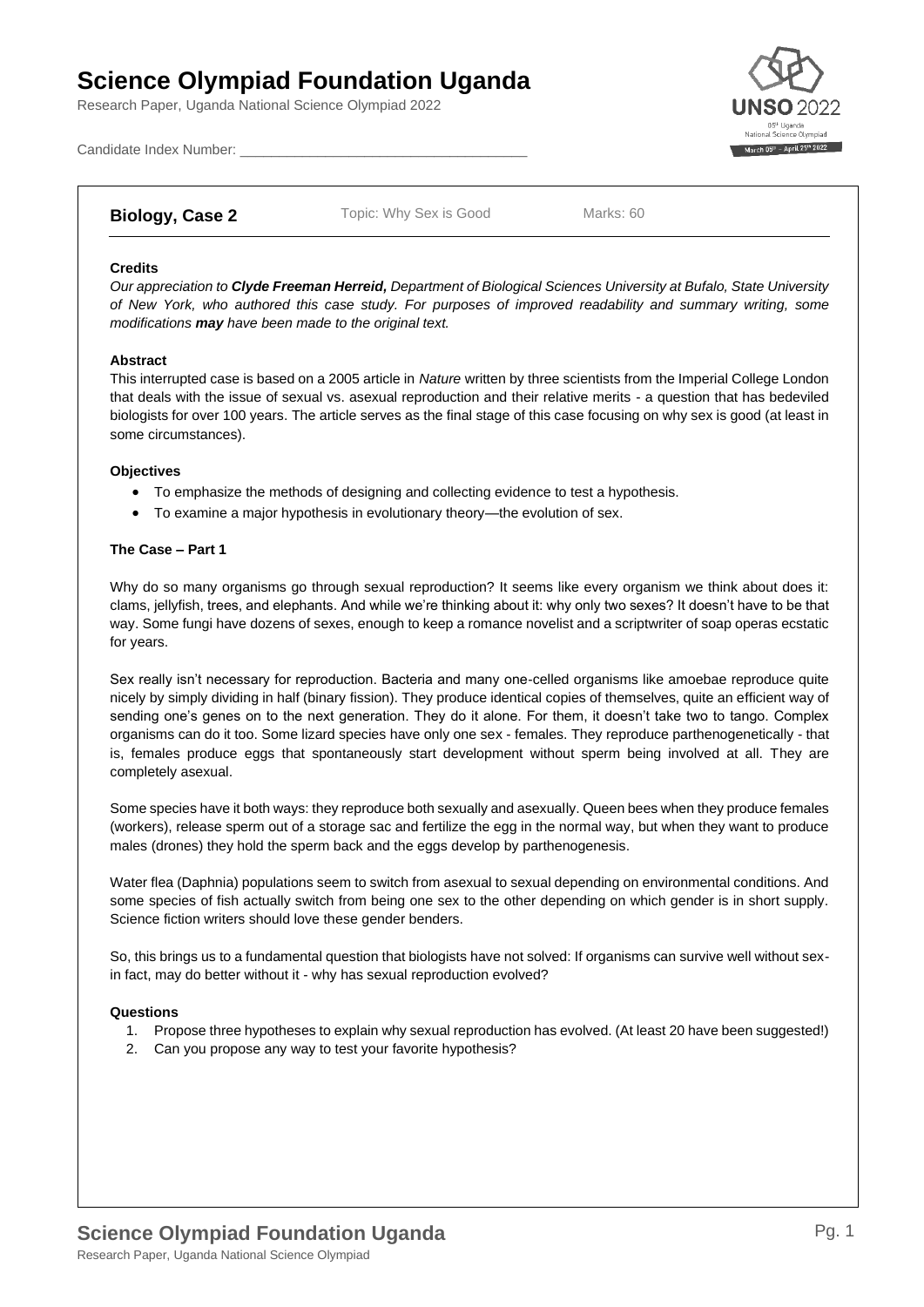# Science Olympiad Foundation Uganda

Research Paper, Uganda National Science Olympiad 2022

Candidate Index Number: ____________________________________

**Biology, Case 2** Topic: Why Sex is Good Marks: 60

**Credits**

*Our appreciation to **Clyde Freeman Herreid,** Department of Biological Sciences University at Bufalo, State University of New York, who authored this case study. For purposes of improved readability and summary writing, some modifications **may** have been made to the original text.*

**Abstract**

This interrupted case is based on a 2005 article in *Nature* written by three scientists from the Imperial College London that deals with the issue of sexual vs. asexual reproduction and their relative merits - a question that has bedeviled biologists for over 100 years. The article serves as the final stage of this case focusing on why sex is good (at least in some circumstances).

**Objectives**

- To emphasize the methods of designing and collecting evidence to test a hypothesis.
- To examine a major hypothesis in evolutionary theory—the evolution of sex.

**The Case – Part 1**

Why do so many organisms go through sexual reproduction? It seems like every organism we think about does it: clams, jellyfish, trees, and elephants. And while we're thinking about it: why only two sexes? It doesn't have to be that way. Some fungi have dozens of sexes, enough to keep a romance novelist and a scriptwriter of soap operas ecstatic for years.

Sex really isn't necessary for reproduction. Bacteria and many one-celled organisms like amoebae reproduce quite nicely by simply dividing in half (binary fission). They produce identical copies of themselves, quite an efficient way of sending one's genes on to the next generation. They do it alone. For them, it doesn't take two to tango. Complex organisms can do it too. Some lizard species have only one sex - females. They reproduce parthenogenetically - that is, females produce eggs that spontaneously start development without sperm being involved at all. They are completely asexual.

Some species have it both ways: they reproduce both sexually and asexually. Queen bees when they produce females (workers), release sperm out of a storage sac and fertilize the egg in the normal way, but when they want to produce males (drones) they hold the sperm back and the eggs develop by parthenogenesis.

Water flea (Daphnia) populations seem to switch from asexual to sexual depending on environmental conditions. And some species of fish actually switch from being one sex to the other depending on which gender is in short supply. Science fiction writers should love these gender benders.

So, this brings us to a fundamental question that biologists have not solved: If organisms can survive well without sex- in fact, may do better without it - why has sexual reproduction evolved?

**Questions**

1. Propose three hypotheses to explain why sexual reproduction has evolved. (At least 20 have been suggested!)
2. Can you propose any way to test your favorite hypothesis?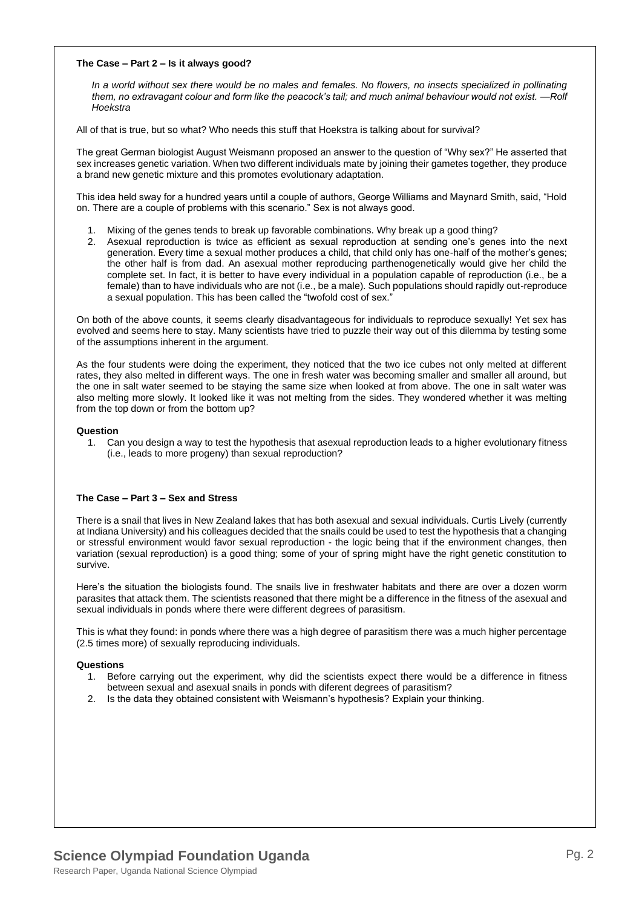### The Case – Part 2 – Is it always good?

*In a world without sex there would be no males and females. No flowers, no insects specialized in pollinating them, no extravagant colour and form like the peacock's tail; and much animal behaviour would not exist. —Rolf Hoekstra*

All of that is true, but so what? Who needs this stuff that Hoekstra is talking about for survival?

The great German biologist August Weismann proposed an answer to the question of "Why sex?" He asserted that sex increases genetic variation. When two different individuals mate by joining their gametes together, they produce a brand new genetic mixture and this promotes evolutionary adaptation.

This idea held sway for a hundred years until a couple of authors, George Williams and Maynard Smith, said, "Hold on. There are a couple of problems with this scenario." Sex is not always good.

1. Mixing of the genes tends to break up favorable combinations. Why break up a good thing?
2. Asexual reproduction is twice as efficient as sexual reproduction at sending one's genes into the next generation. Every time a sexual mother produces a child, that child only has one-half of the mother's genes; the other half is from dad. An asexual mother reproducing parthenogenetically would give her child the complete set. In fact, it is better to have every individual in a population capable of reproduction (i.e., be a female) than to have individuals who are not (i.e., be a male). Such populations should rapidly out-reproduce a sexual population. This has been called the "twofold cost of sex."

On both of the above counts, it seems clearly disadvantageous for individuals to reproduce sexually! Yet sex has evolved and seems here to stay. Many scientists have tried to puzzle their way out of this dilemma by testing some of the assumptions inherent in the argument.

As the four students were doing the experiment, they noticed that the two ice cubes not only melted at different rates, they also melted in different ways. The one in fresh water was becoming smaller and smaller all around, but the one in salt water seemed to be staying the same size when looked at from above. The one in salt water was also melting more slowly. It looked like it was not melting from the sides. They wondered whether it was melting from the top down or from the bottom up?

**Question**

1. Can you design a way to test the hypothesis that asexual reproduction leads to a higher evolutionary fitness (i.e., leads to more progeny) than sexual reproduction?

### The Case – Part 3 – Sex and Stress

There is a snail that lives in New Zealand lakes that has both asexual and sexual individuals. Curtis Lively (currently at Indiana University) and his colleagues decided that the snails could be used to test the hypothesis that a changing or stressful environment would favor sexual reproduction - the logic being that if the environment changes, then variation (sexual reproduction) is a good thing; some of your of spring might have the right genetic constitution to survive.

Here's the situation the biologists found. The snails live in freshwater habitats and there are over a dozen worm parasites that attack them. The scientists reasoned that there might be a difference in the fitness of the asexual and sexual individuals in ponds where there were different degrees of parasitism.

This is what they found: in ponds where there was a high degree of parasitism there was a much higher percentage (2.5 times more) of sexually reproducing individuals.

**Questions**

1. Before carrying out the experiment, why did the scientists expect there would be a difference in fitness between sexual and asexual snails in ponds with diferent degrees of parasitism?
2. Is the data they obtained consistent with Weismann's hypothesis? Explain your thinking.